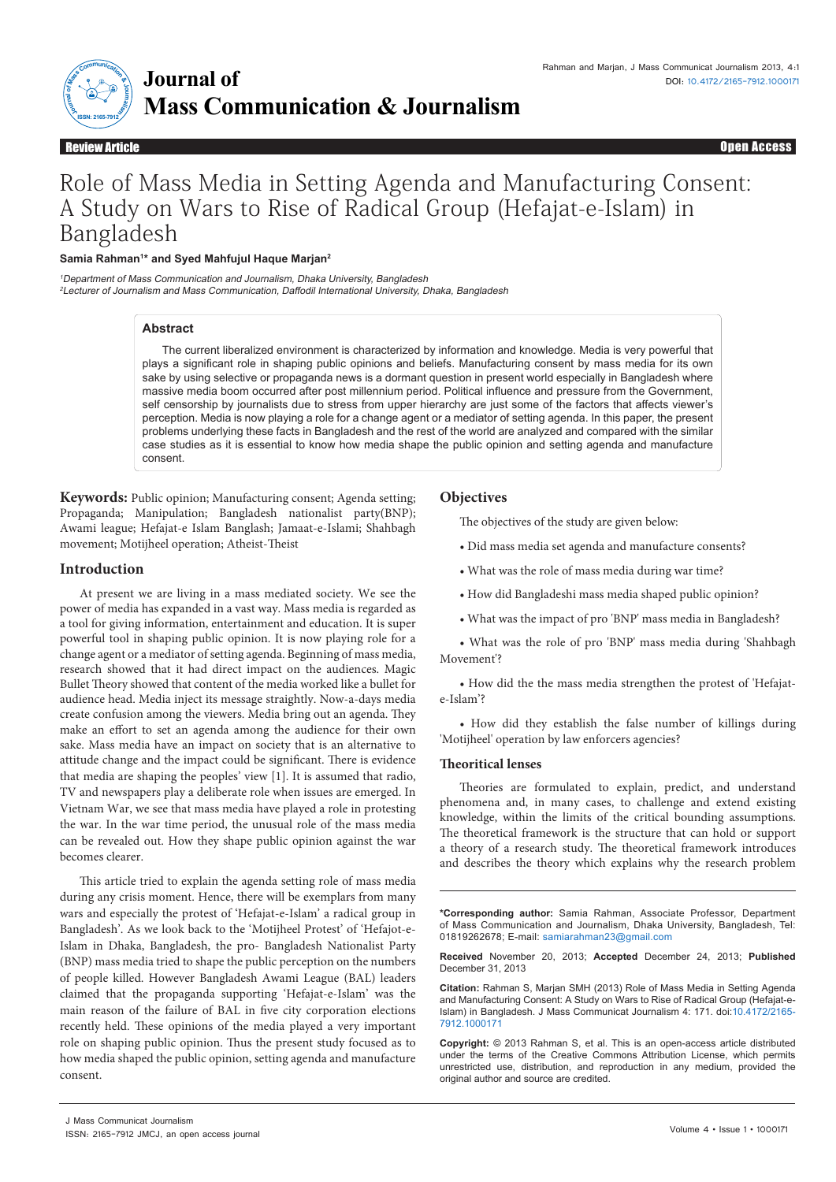# Journal of Mass Communication & Journalism

Review Article | Open Access

# Role of Mass Media in Setting Agenda and Manufacturing Consent: A Study on Wars to Rise of Radical Group (Hefajat-e-Islam) in Bangladesh

**Samia Rahman[1]* and Syed Mahfujul Haque Marjan[2]**

[1]*Department of Mass Communication and Journalism, Dhaka University, Bangladesh*
[2]*Lecturer of Journalism and Mass Communication, Daffodil International University, Dhaka, Bangladesh*

## Abstract

The current liberalized environment is characterized by information and knowledge. Media is very powerful that plays a significant role in shaping public opinions and beliefs. Manufacturing consent by mass media for its own sake by using selective or propaganda news is a dormant question in present world especially in Bangladesh where massive media boom occurred after post millennium period. Political influence and pressure from the Government, self censorship by journalists due to stress from upper hierarchy are just some of the factors that affects viewer's perception. Media is now playing a role for a change agent or a mediator of setting agenda. In this paper, the present problems underlying these facts in Bangladesh and the rest of the world are analyzed and compared with the similar case studies as it is essential to know how media shape the public opinion and setting agenda and manufacture consent.

**Keywords:** Public opinion; Manufacturing consent; Agenda setting; Propaganda; Manipulation; Bangladesh nationalist party(BNP); Awami league; Hefajat-e Islam Banglash; Jamaat-e-Islami; Shahbagh movement; Motijheel operation; Atheist-Theist

## Introduction

At present we are living in a mass mediated society. We see the power of media has expanded in a vast way. Mass media is regarded as a tool for giving information, entertainment and education. It is super powerful tool in shaping public opinion. It is now playing role for a change agent or a mediator of setting agenda. Beginning of mass media, research showed that it had direct impact on the audiences. Magic Bullet Theory showed that content of the media worked like a bullet for audience head. Media inject its message straightly. Now-a-days media create confusion among the viewers. Media bring out an agenda. They make an effort to set an agenda among the audience for their own sake. Mass media have an impact on society that is an alternative to attitude change and the impact could be significant. There is evidence that media are shaping the peoples' view [1]. It is assumed that radio, TV and newspapers play a deliberate role when issues are emerged. In Vietnam War, we see that mass media have played a role in protesting the war. In the war time period, the unusual role of the mass media can be revealed out. How they shape public opinion against the war becomes clearer.

This article tried to explain the agenda setting role of mass media during any crisis moment. Hence, there will be exemplars from many wars and especially the protest of 'Hefajat-e-Islam' a radical group in Bangladesh'. As we look back to the 'Motijheel Protest' of 'Hefajot-e-Islam in Dhaka, Bangladesh, the pro- Bangladesh Nationalist Party (BNP) mass media tried to shape the public perception on the numbers of people killed. However Bangladesh Awami League (BAL) leaders claimed that the propaganda supporting 'Hefajat-e-Islam' was the main reason of the failure of BAL in five city corporation elections recently held. These opinions of the media played a very important role on shaping public opinion. Thus the present study focused as to how media shaped the public opinion, setting agenda and manufacture consent.

## Objectives

The objectives of the study are given below:

- Did mass media set agenda and manufacture consents?
- What was the role of mass media during war time?
- How did Bangladeshi mass media shaped public opinion?
- What was the impact of pro 'BNP' mass media in Bangladesh?
- What was the role of pro 'BNP' mass media during 'Shahbagh Movement'?
- How did the the mass media strengthen the protest of 'Hefajat-e-Islam'?
- How did they establish the false number of killings during 'Motijheel' operation by law enforcers agencies?

### Theoritical lenses

Theories are formulated to explain, predict, and understand phenomena and, in many cases, to challenge and extend existing knowledge, within the limits of the critical bounding assumptions. The theoretical framework is the structure that can hold or support a theory of a research study. The theoretical framework introduces and describes the theory which explains why the research problem

---

**\*Corresponding author:** Samia Rahman, Associate Professor, Department of Mass Communication and Journalism, Dhaka University, Bangladesh, Tel: 01819262678; E-mail: samiarahman23@gmail.com

**Received** November 20, 2013; **Accepted** December 24, 2013; **Published** December 31, 2013

**Citation:** Rahman S, Marjan SMH (2013) Role of Mass Media in Setting Agenda and Manufacturing Consent: A Study on Wars to Rise of Radical Group (Hefajat-e-Islam) in Bangladesh. J Mass Communicat Journalism 4: 171. doi:10.4172/2165-7912.1000171

**Copyright:** © 2013 Rahman S, et al. This is an open-access article distributed under the terms of the Creative Commons Attribution License, which permits unrestricted use, distribution, and reproduction in any medium, provided the original author and source are credited.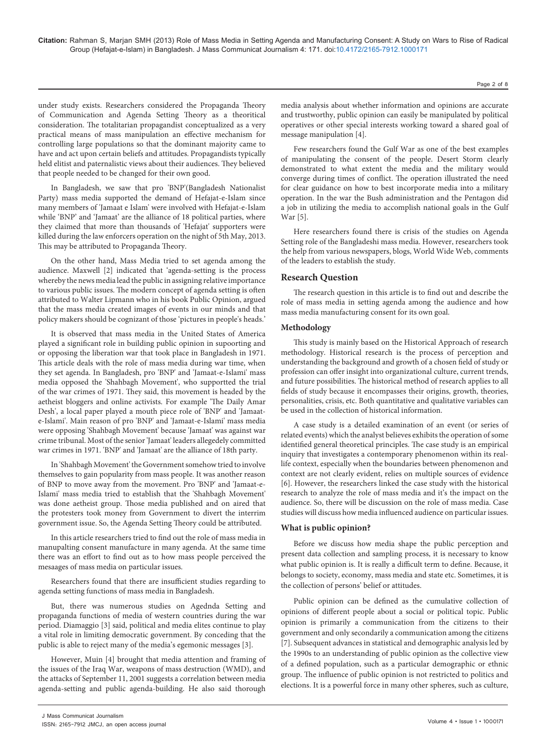under study exists. Researchers considered the Propaganda Theory of Communication and Agenda Setting Theory as a theoritical consideration. The totalitarian propagandist conceptualized as a very practical means of mass manipulation an effective mechanism for controlling large populations so that the dominant majority came to have and act upon certain beliefs and attitudes. Propagandists typically held elitist and paternalistic views about their audiences. They believed that people needed to be changed for their own good.

In Bangladesh, we saw that pro 'BNP'(Bangladesh Nationalist Party) mass media supported the demand of Hefajat-e-Islam since many members of 'Jamaat e Islam' were involved with Hefajat-e-Islam while 'BNP' and 'Jamaat' are the alliance of 18 political parties, where they claimed that more than thousands of 'Hefajat' supporters were killed during the law enforcers operation on the night of 5th May, 2013. This may be attributed to Propaganda Theory.

On the other hand, Mass Media tried to set agenda among the audience. Maxwell [2] indicated that 'agenda-setting is the process whereby the news media lead the public in assigning relative importance to various public issues. The modern concept of agenda setting is often attributed to Walter Lipmann who in his book Public Opinion, argued that the mass media created images of events in our minds and that policy makers should be cognizant of those 'pictures in people's heads.'

It is observed that mass media in the United States of America played a significant role in building public opinion in supoorting and or opposing the liberation war that took place in Bangladesh in 1971. This article deals with the role of mass media during war time, when they set agenda. In Bangladesh, pro 'BNP' and 'Jamaat-e-Islami' mass media opposed the 'Shahbagh Movement', who supportted the trial of the war crimes of 1971. They said, this movement is headed by the aetheist bloggers and online activists. For example 'The Daily Amar Desh', a local paper played a mouth piece role of 'BNP' and 'Jamaat-e-Islami'. Main reason of pro 'BNP' and 'Jamaat-e-Islami' mass media were opposing 'Shahbagh Movement' because 'Jamaat' was against war crime tribunal. Most of the senior 'Jamaat' leaders allegedly committed war crimes in 1971. 'BNP' and 'Jamaat' are the alliance of 18th party.

In 'Shahbagh Movement' the Government somehow tried to involve themselves to gain popularity from mass people. It was another reason of BNP to move away from the movement. Pro 'BNP' and 'Jamaat-e-Islami' mass media tried to establish that the 'Shahbagh Movement' was done aetheist group. Those media published and on aired that the protesters took money from Government to divert the interrim government issue. So, the Agenda Setting Theory could be attributed.

In this article researchers tried to find out the role of mass media in manupalting consent manufacture in many agenda. At the same time there was an effort to find out as to how mass people perceived the mesaages of mass media on particular issues.

Researchers found that there are insufficient studies regarding to agenda setting functions of mass media in Bangladesh.

But, there was numerous studies on Agednda Setting and propaganda functions of media of western countries during the war period. Dimaggio [3] said, political and media elites continue to play a vital role in limiting democratic government. By conceding that the public is able to reject many of the media's egemonic messages [3].

However, Muin [4] brought that media attention and framing of the issues of the Iraq War, weapons of mass destruction (WMD), and the attacks of September 11, 2001 suggests a correlation between media agenda-setting and public agenda-building. He also said thorough media analysis about whether information and opinions are accurate and trustworthy, public opinion can easily be manipulated by political operatives or other special interests working toward a shared goal of message manipulation [4].

Few researchers found the Gulf War as one of the best examples of manipulating the consent of the people. Desert Storm clearly demonstrated to what extent the media and the military would converge during times of conflict. The operation illustrated the need for clear guidance on how to best incorporate media into a military operation. In the war the Bush administration and the Pentagon did a job in utilizing the media to accomplish national goals in the Gulf War [5].

Here researchers found there is crisis of the studies on Agenda Setting role of the Bangladeshi mass media. However, researchers took the help from various newspapers, blogs, World Wide Web, comments of the leaders to establish the study.

## Research Question

The research question in this article is to find out and describe the role of mass media in setting agenda among the audience and how mass media manufacturing consent for its own goal.

### Methodology

This study is mainly based on the Historical Approach of research methodology. Historical research is the process of perception and understanding the background and growth of a chosen field of study or profession can offer insight into organizational culture, current trends, and future possibilities. The historical method of research applies to all fields of study because it encompasses their origins, growth, theories, personalities, crisis, etc. Both quantitative and qualitative variables can be used in the collection of historical information.

A case study is a detailed examination of an event (or series of related events) which the analyst believes exhibits the operation of some identified general theoretical principles. The case study is an empirical inquiry that investigates a contemporary phenomenon within its real-life context, especially when the boundaries between phenomenon and context are not clearly evident, relies on multiple sources of evidence [6]. However, the researchers linked the case study with the historical research to analyze the role of mass media and it's the impact on the audience. So, there will be discussion on the role of mass media. Case studies will discuss how media influenced audience on particular issues.

### What is public opinion?

Before we discuss how media shape the public perception and present data collection and sampling process, it is necessary to know what public opinion is. It is really a difficult term to define. Because, it belongs to society, economy, mass media and state etc. Sometimes, it is the collection of persons' belief or attitudes.

Public opinion can be defined as the cumulative collection of opinions of different people about a social or political topic. Public opinion is primarily a communication from the citizens to their government and only secondarily a communication among the citizens [7]. Subsequent advances in statistical and demographic analysis led by the 1990s to an understanding of public opinion as the collective view of a defined population, such as a particular demographic or ethnic group. The influence of public opinion is not restricted to politics and elections. It is a powerful force in many other spheres, such as culture,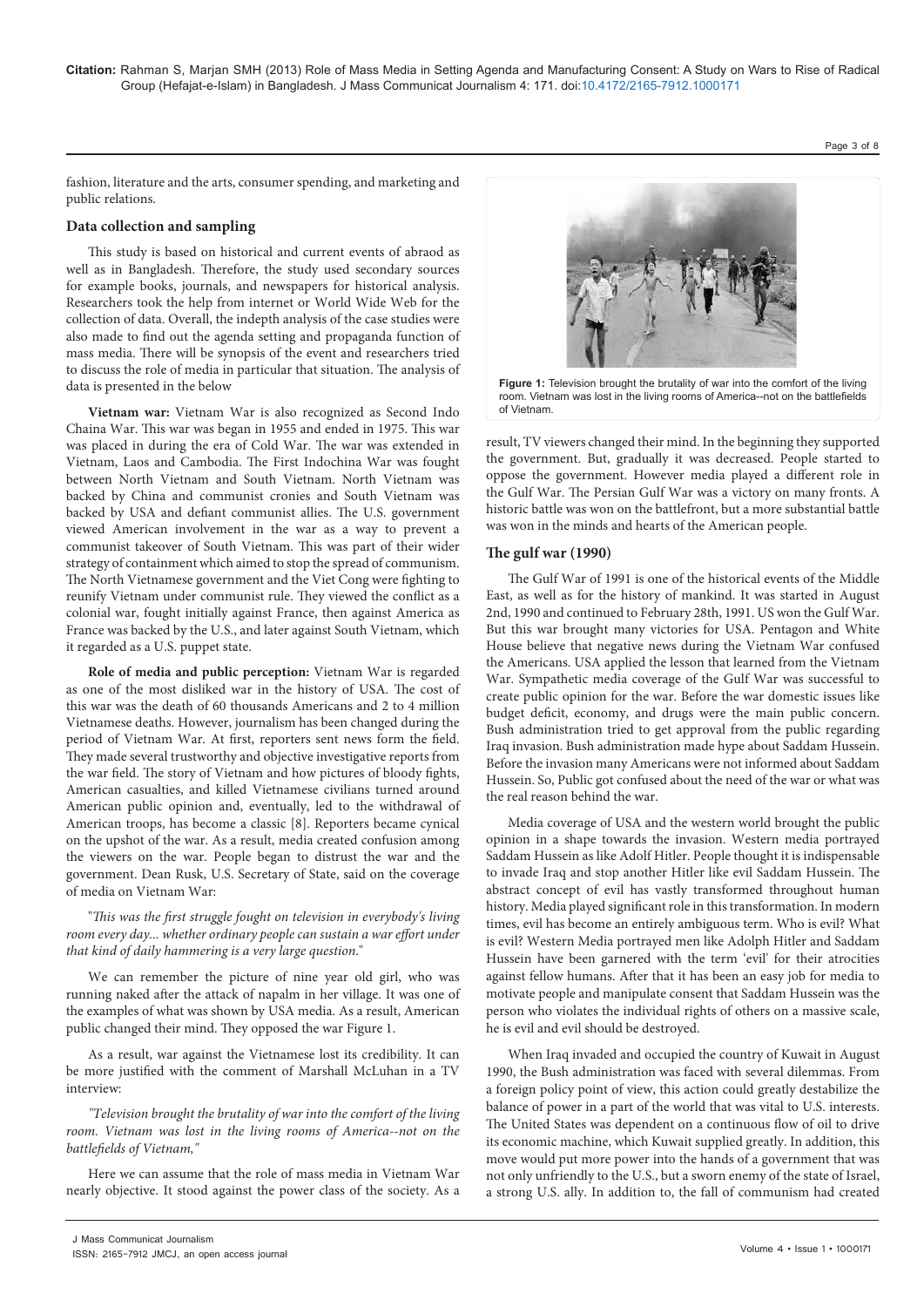fashion, literature and the arts, consumer spending, and marketing and public relations.

### Data collection and sampling

This study is based on historical and current events of abraod as well as in Bangladesh. Therefore, the study used secondary sources for example books, journals, and newspapers for historical analysis. Researchers took the help from internet or World Wide Web for the collection of data. Overall, the indepth analysis of the case studies were also made to find out the agenda setting and propaganda function of mass media. There will be synopsis of the event and researchers tried to discuss the role of media in particular that situation. The analysis of data is presented in the below

**Vietnam war:** Vietnam War is also recognized as Second Indo Chaina War. This war was began in 1955 and ended in 1975. This war was placed in during the era of Cold War. The war was extended in Vietnam, Laos and Cambodia. The First Indochina War was fought between North Vietnam and South Vietnam. North Vietnam was backed by China and communist cronies and South Vietnam was backed by USA and defiant communist allies. The U.S. government viewed American involvement in the war as a way to prevent a communist takeover of South Vietnam. This was part of their wider strategy of containment which aimed to stop the spread of communism. The North Vietnamese government and the Viet Cong were fighting to reunify Vietnam under communist rule. They viewed the conflict as a colonial war, fought initially against France, then against America as France was backed by the U.S., and later against South Vietnam, which it regarded as a U.S. puppet state.

**Role of media and public perception:** Vietnam War is regarded as one of the most disliked war in the history of USA. The cost of this war was the death of 60 thousands Americans and 2 to 4 million Vietnamese deaths. However, journalism has been changed during the period of Vietnam War. At first, reporters sent news form the field. They made several trustworthy and objective investigative reports from the war field. The story of Vietnam and how pictures of bloody fights, American casualties, and killed Vietnamese civilians turned around American public opinion and, eventually, led to the withdrawal of American troops, has become a classic [8]. Reporters became cynical on the upshot of the war. As a result, media created confusion among the viewers on the war. People began to distrust the war and the government. Dean Rusk, U.S. Secretary of State, said on the coverage of media on Vietnam War:

"*This was the first struggle fought on television in everybody's living room every day... whether ordinary people can sustain a war effort under that kind of daily hammering is a very large question*."

We can remember the picture of nine year old girl, who was running naked after the attack of napalm in her village. It was one of the examples of what was shown by USA media. As a result, American public changed their mind. They opposed the war Figure 1.

As a result, war against the Vietnamese lost its credibility. It can be more justified with the comment of Marshall McLuhan in a TV interview:

*"Television brought the brutality of war into the comfort of the living room. Vietnam was lost in the living rooms of America--not on the battlefields of Vietnam,"*

Here we can assume that the role of mass media in Vietnam War nearly objective. It stood against the power class of the society. As a result, TV viewers changed their mind. In the beginning they supported the government. But, gradually it was decreased. People started to oppose the government. However media played a different role in the Gulf War. The Persian Gulf War was a victory on many fronts. A historic battle was won on the battlefront, but a more substantial battle was won in the minds and hearts of the American people.

**Figure 1:** Television brought the brutality of war into the comfort of the living room. Vietnam was lost in the living rooms of America--not on the battlefields of Vietnam.

### The gulf war (1990)

The Gulf War of 1991 is one of the historical events of the Middle East, as well as for the history of mankind. It was started in August 2nd, 1990 and continued to February 28th, 1991. US won the Gulf War. But this war brought many victories for USA. Pentagon and White House believe that negative news during the Vietnam War confused the Americans. USA applied the lesson that learned from the Vietnam War. Sympathetic media coverage of the Gulf War was successful to create public opinion for the war. Before the war domestic issues like budget deficit, economy, and drugs were the main public concern. Bush administration tried to get approval from the public regarding Iraq invasion. Bush administration made hype about Saddam Hussein. Before the invasion many Americans were not informed about Saddam Hussein. So, Public got confused about the need of the war or what was the real reason behind the war.

Media coverage of USA and the western world brought the public opinion in a shape towards the invasion. Western media portrayed Saddam Hussein as like Adolf Hitler. People thought it is indispensable to invade Iraq and stop another Hitler like evil Saddam Hussein. The abstract concept of evil has vastly transformed throughout human history. Media played significant role in this transformation. In modern times, evil has become an entirely ambiguous term. Who is evil? What is evil? Western Media portrayed men like Adolph Hitler and Saddam Hussein have been garnered with the term 'evil' for their atrocities against fellow humans. After that it has been an easy job for media to motivate people and manipulate consent that Saddam Hussein was the person who violates the individual rights of others on a massive scale, he is evil and evil should be destroyed.

When Iraq invaded and occupied the country of Kuwait in August 1990, the Bush administration was faced with several dilemmas. From a foreign policy point of view, this action could greatly destabilize the balance of power in a part of the world that was vital to U.S. interests. The United States was dependent on a continuous flow of oil to drive its economic machine, which Kuwait supplied greatly. In addition, this move would put more power into the hands of a government that was not only unfriendly to the U.S., but a sworn enemy of the state of Israel, a strong U.S. ally. In addition to, the fall of communism had created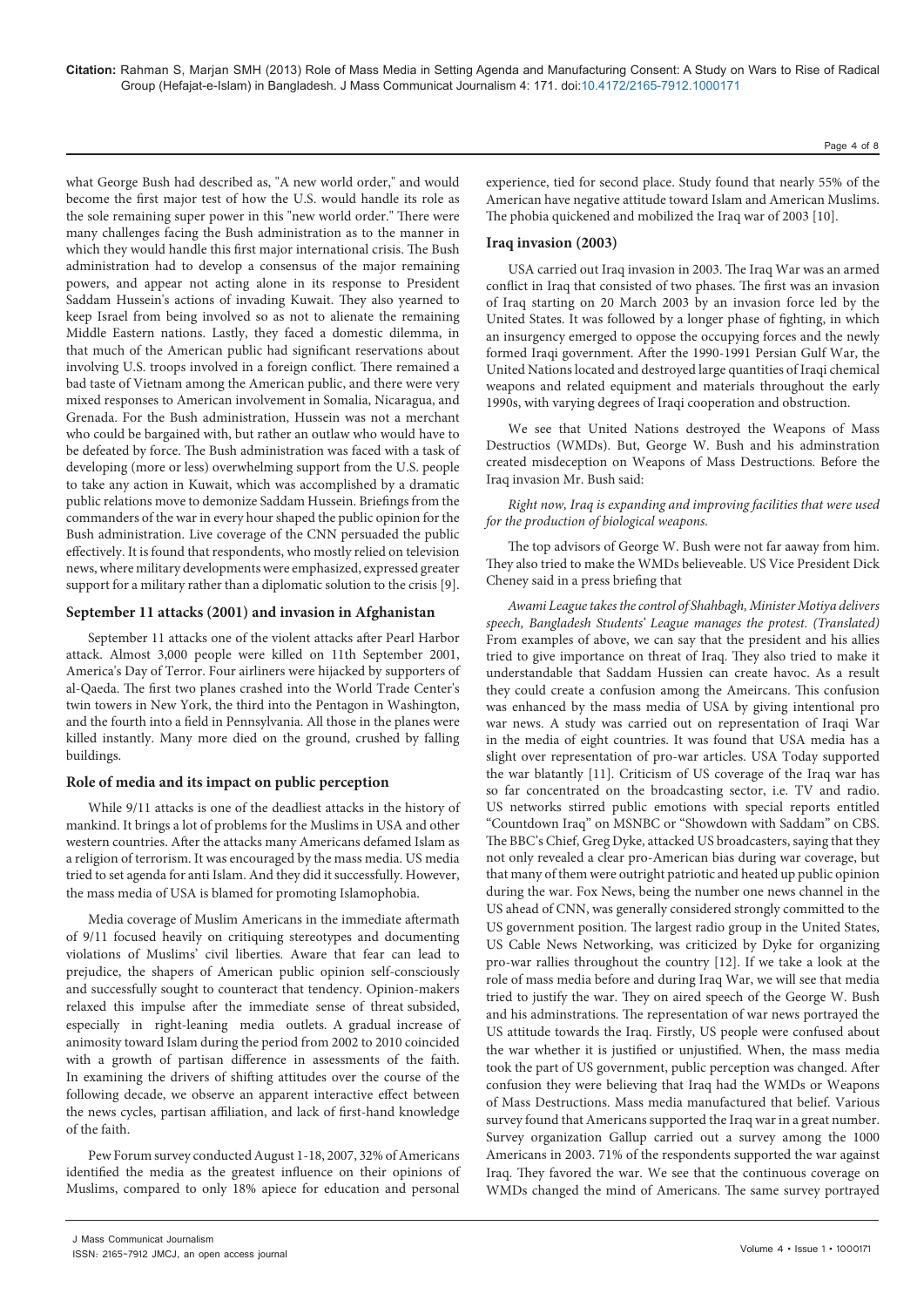what George Bush had described as, "A new world order," and would become the first major test of how the U.S. would handle its role as the sole remaining super power in this "new world order." There were many challenges facing the Bush administration as to the manner in which they would handle this first major international crisis. The Bush administration had to develop a consensus of the major remaining powers, and appear not acting alone in its response to President Saddam Hussein's actions of invading Kuwait. They also yearned to keep Israel from being involved so as not to alienate the remaining Middle Eastern nations. Lastly, they faced a domestic dilemma, in that much of the American public had significant reservations about involving U.S. troops involved in a foreign conflict. There remained a bad taste of Vietnam among the American public, and there were very mixed responses to American involvement in Somalia, Nicaragua, and Grenada. For the Bush administration, Hussein was not a merchant who could be bargained with, but rather an outlaw who would have to be defeated by force. The Bush administration was faced with a task of developing (more or less) overwhelming support from the U.S. people to take any action in Kuwait, which was accomplished by a dramatic public relations move to demonize Saddam Hussein. Briefings from the commanders of the war in every hour shaped the public opinion for the Bush administration. Live coverage of the CNN persuaded the public effectively. It is found that respondents, who mostly relied on television news, where military developments were emphasized, expressed greater support for a military rather than a diplomatic solution to the crisis [9].

### September 11 attacks (2001) and invasion in Afghanistan

September 11 attacks one of the violent attacks after Pearl Harbor attack. Almost 3,000 people were killed on 11th September 2001, America's Day of Terror. Four airliners were hijacked by supporters of al-Qaeda. The first two planes crashed into the World Trade Center's twin towers in New York, the third into the Pentagon in Washington, and the fourth into a field in Pennsylvania. All those in the planes were killed instantly. Many more died on the ground, crushed by falling buildings.

### Role of media and its impact on public perception

While 9/11 attacks is one of the deadliest attacks in the history of mankind. It brings a lot of problems for the Muslims in USA and other western countries. After the attacks many Americans defamed Islam as a religion of terrorism. It was encouraged by the mass media. US media tried to set agenda for anti Islam. And they did it successfully. However, the mass media of USA is blamed for promoting Islamophobia.

Media coverage of Muslim Americans in the immediate aftermath of 9/11 focused heavily on critiquing stereotypes and documenting violations of Muslims' civil liberties. Aware that fear can lead to prejudice, the shapers of American public opinion self-consciously and successfully sought to counteract that tendency. Opinion-makers relaxed this impulse after the immediate sense of threat subsided, especially in right-leaning media outlets. A gradual increase of animosity toward Islam during the period from 2002 to 2010 coincided with a growth of partisan difference in assessments of the faith. In examining the drivers of shifting attitudes over the course of the following decade, we observe an apparent interactive effect between the news cycles, partisan affiliation, and lack of first-hand knowledge of the faith.

Pew Forum survey conducted August 1-18, 2007, 32% of Americans identified the media as the greatest influence on their opinions of Muslims, compared to only 18% apiece for education and personal experience, tied for second place. Study found that nearly 55% of the American have negative attitude toward Islam and American Muslims. The phobia quickened and mobilized the Iraq war of 2003 [10].

### Iraq invasion (2003)

USA carried out Iraq invasion in 2003. The Iraq War was an armed conflict in Iraq that consisted of two phases. The first was an invasion of Iraq starting on 20 March 2003 by an invasion force led by the United States. It was followed by a longer phase of fighting, in which an insurgency emerged to oppose the occupying forces and the newly formed Iraqi government. After the 1990-1991 Persian Gulf War, the United Nations located and destroyed large quantities of Iraqi chemical weapons and related equipment and materials throughout the early 1990s, with varying degrees of Iraqi cooperation and obstruction.

We see that United Nations destroyed the Weapons of Mass Destructios (WMDs). But, George W. Bush and his adminstration created misdeception on Weapons of Mass Destructions. Before the Iraq invasion Mr. Bush said:

*Right now, Iraq is expanding and improving facilities that were used for the production of biological weapons.*

The top advisors of George W. Bush were not far aaway from him. They also tried to make the WMDs believeable. US Vice President Dick Cheney said in a press briefing that

*Awami League takes the control of Shahbagh, Minister Motiya delivers speech, Bangladesh Students' League manages the protest. (Translated)* From examples of above, we can say that the president and his allies tried to give importance on threat of Iraq. They also tried to make it understandable that Saddam Hussien can create havoc. As a result they could create a confusion among the Ameircans. This confusion was enhanced by the mass media of USA by giving intentional pro war news. A study was carried out on representation of Iraqi War in the media of eight countries. It was found that USA media has a slight over representation of pro-war articles. USA Today supported the war blatantly [11]. Criticism of US coverage of the Iraq war has so far concentrated on the broadcasting sector, i.e. TV and radio. US networks stirred public emotions with special reports entitled "Countdown Iraq" on MSNBC or "Showdown with Saddam" on CBS. The BBC's Chief, Greg Dyke, attacked US broadcasters, saying that they not only revealed a clear pro-American bias during war coverage, but that many of them were outright patriotic and heated up public opinion during the war. Fox News, being the number one news channel in the US ahead of CNN, was generally considered strongly committed to the US government position. The largest radio group in the United States, US Cable News Networking, was criticized by Dyke for organizing pro-war rallies throughout the country [12]. If we take a look at the role of mass media before and during Iraq War, we will see that media tried to justify the war. They on aired speech of the George W. Bush and his adminstrations. The representation of war news portrayed the US attitude towards the Iraq. Firstly, US people were confused about the war whether it is justified or unjustified. When, the mass media took the part of US government, public perception was changed. After confusion they were believing that Iraq had the WMDs or Weapons of Mass Destructions. Mass media manufactured that belief. Various survey found that Americans supported the Iraq war in a great number. Survey organization Gallup carried out a survey among the 1000 Americans in 2003. 71% of the respondents supported the war against Iraq. They favored the war. We see that the continuous coverage on WMDs changed the mind of Americans. The same survey portrayed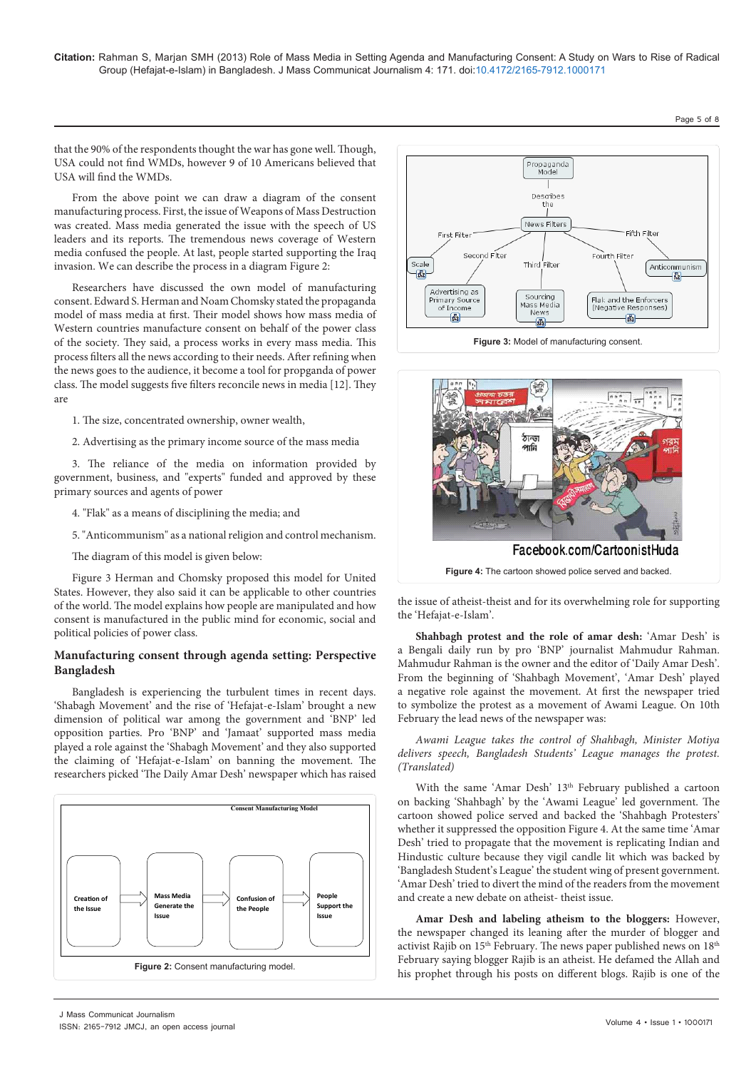that the 90% of the respondents thought the war has gone well. Though, USA could not find WMDs, however 9 of 10 Americans believed that USA will find the WMDs.

From the above point we can draw a diagram of the consent manufacturing process. First, the issue of Weapons of Mass Destruction was created. Mass media generated the issue with the speech of US leaders and its reports. The tremendous news coverage of Western media confused the people. At last, people started supporting the Iraq invasion. We can describe the process in a diagram Figure 2:

Researchers have discussed the own model of manufacturing consent. Edward S. Herman and Noam Chomsky stated the propaganda model of mass media at first. Their model shows how mass media of Western countries manufacture consent on behalf of the power class of the society. They said, a process works in every mass media. This process filters all the news according to their needs. After refining when the news goes to the audience, it become a tool for propganda of power class. The model suggests five filters reconcile news in media [12]. They are

1. The size, concentrated ownership, owner wealth,

2. Advertising as the primary income source of the mass media

3. The reliance of the media on information provided by government, business, and "experts" funded and approved by these primary sources and agents of power

4. "Flak" as a means of disciplining the media; and

5. "Anticommunism" as a national religion and control mechanism.

The diagram of this model is given below:

Figure 3 Herman and Chomsky proposed this model for United States. However, they also said it can be applicable to other countries of the world. The model explains how people are manipulated and how consent is manufactured in the public mind for economic, social and political policies of power class.

## Manufacturing consent through agenda setting: Perspective Bangladesh

Bangladesh is experiencing the turbulent times in recent days. 'Shabagh Movement' and the rise of 'Hefajat-e-Islam' brought a new dimension of political war among the government and 'BNP' led opposition parties. Pro 'BNP' and 'Jamaat' supported mass media played a role against the 'Shabagh Movement' and they also supported the claiming of 'Hefajat-e-Islam' on banning the movement. The researchers picked 'The Daily Amar Desh' newspaper which has raised

Consent Manufacturing Model

Creation of the Issue → Mass Media Generate the Issue → Confusion of the People → People Support the Issue

**Figure 2:** Consent manufacturing model.

Propaganda Model — Describes the — News Filters: First Filter: Scale; Second Filter: Advertising as Primary Source of Income; Third Filter: Sourcing Mass Media News; Fourth Filter: Flak and the Enforcers (Negative Responses); Fifth Filter: Anticommunism

**Figure 3:** Model of manufacturing consent.

**Figure 4:** The cartoon showed police served and backed.

the issue of atheist-theist and for its overwhelming role for supporting the 'Hefajat-e-Islam'.

**Shahbagh protest and the role of amar desh:** 'Amar Desh' is a Bengali daily run by pro 'BNP' journalist Mahmudur Rahman. Mahmudur Rahman is the owner and the editor of 'Daily Amar Desh'. From the beginning of 'Shahbagh Movement', 'Amar Desh' played a negative role against the movement. At first the newspaper tried to symbolize the protest as a movement of Awami League. On 10th February the lead news of the newspaper was:

*Awami League takes the control of Shahbagh, Minister Motiya delivers speech, Bangladesh Students' League manages the protest. (Translated)*

With the same 'Amar Desh' 13th February published a cartoon on backing 'Shahbagh' by the 'Awami League' led government. The cartoon showed police served and backed the 'Shahbagh Protesters' whether it suppressed the opposition Figure 4. At the same time 'Amar Desh' tried to propagate that the movement is replicating Indian and Hindustic culture because they vigil candle lit which was backed by 'Bangladesh Student's League' the student wing of present government. 'Amar Desh' tried to divert the mind of the readers from the movement and create a new debate on atheist- theist issue.

**Amar Desh and labeling atheism to the bloggers:** However, the newspaper changed its leaning after the murder of blogger and activist Rajib on 15th February. The news paper published news on 18th February saying blogger Rajib is an atheist. He defamed the Allah and his prophet through his posts on different blogs. Rajib is one of the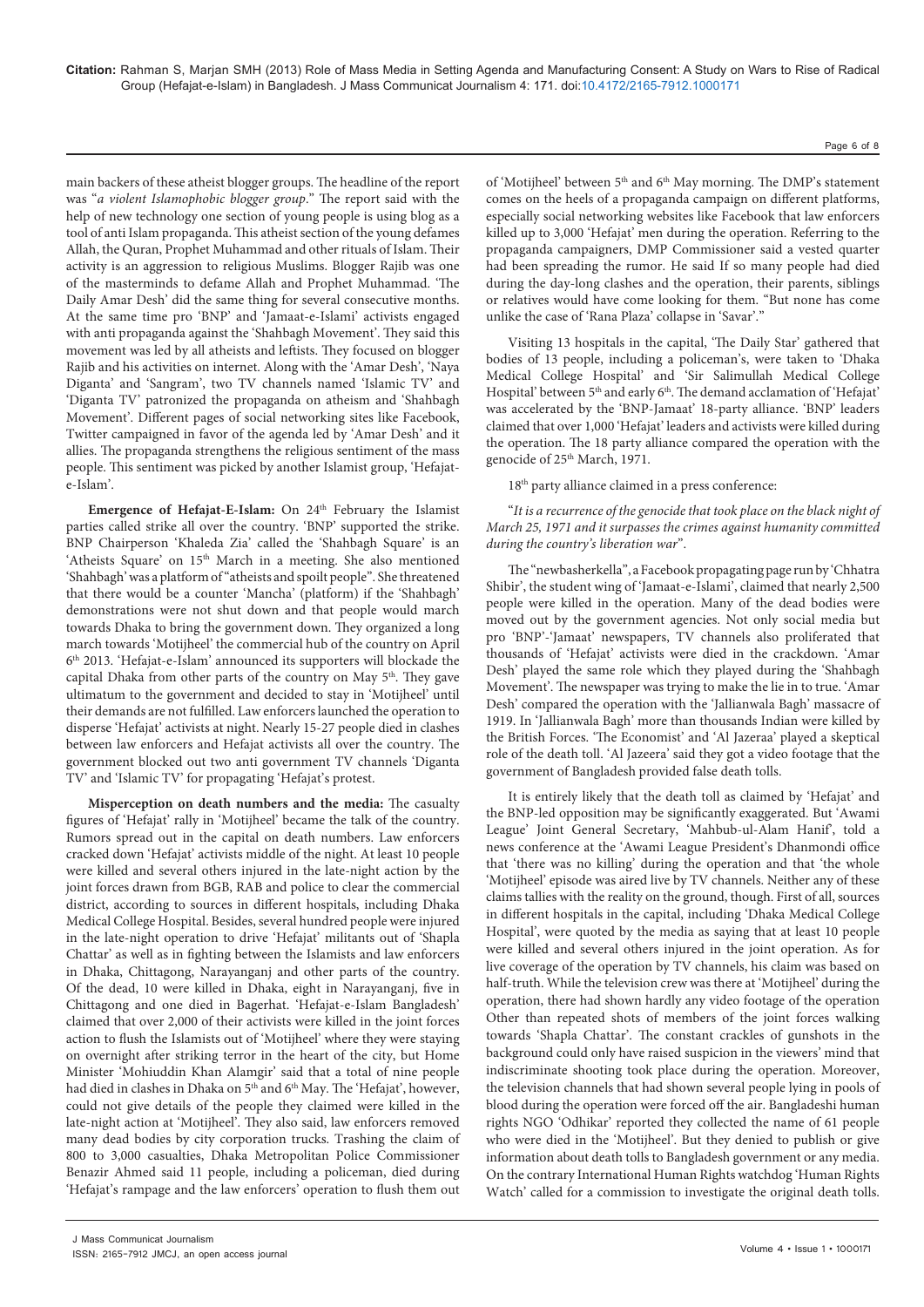main backers of these atheist blogger groups. The headline of the report was "*a violent Islamophobic blogger group*." The report said with the help of new technology one section of young people is using blog as a tool of anti Islam propaganda. This atheist section of the young defames Allah, the Quran, Prophet Muhammad and other rituals of Islam. Their activity is an aggression to religious Muslims. Blogger Rajib was one of the masterminds to defame Allah and Prophet Muhammad. 'The Daily Amar Desh' did the same thing for several consecutive months. At the same time pro 'BNP' and 'Jamaat-e-Islami' activists engaged with anti propaganda against the 'Shahbagh Movement'. They said this movement was led by all atheists and leftists. They focused on blogger Rajib and his activities on internet. Along with the 'Amar Desh', 'Naya Diganta' and 'Sangram', two TV channels named 'Islamic TV' and 'Diganta TV' patronized the propaganda on atheism and 'Shahbagh Movement'. Different pages of social networking sites like Facebook, Twitter campaigned in favor of the agenda led by 'Amar Desh' and it allies. The propaganda strengthens the religious sentiment of the mass people. This sentiment was picked by another Islamist group, 'Hefajat-e-Islam'.

**Emergence of Hefajat-E-Islam:** On 24th February the Islamist parties called strike all over the country. 'BNP' supported the strike. BNP Chairperson 'Khaleda Zia' called the 'Shahbagh Square' is an 'Atheists Square' on 15th March in a meeting. She also mentioned 'Shahbagh' was a platform of "atheists and spoilt people". She threatened that there would be a counter 'Mancha' (platform) if the 'Shahbagh' demonstrations were not shut down and that people would march towards Dhaka to bring the government down. They organized a long march towards 'Motijheel' the commercial hub of the country on April 6th 2013. 'Hefajat-e-Islam' announced its supporters will blockade the capital Dhaka from other parts of the country on May 5th. They gave ultimatum to the government and decided to stay in 'Motijheel' until their demands are not fulfilled. Law enforcers launched the operation to disperse 'Hefajat' activists at night. Nearly 15-27 people died in clashes between law enforcers and Hefajat activists all over the country. The government blocked out two anti government TV channels 'Diganta TV' and 'Islamic TV' for propagating 'Hefajat's protest.

**Misperception on death numbers and the media:** The casualty figures of 'Hefajat' rally in 'Motijheel' became the talk of the country. Rumors spread out in the capital on death numbers. Law enforcers cracked down 'Hefajat' activists middle of the night. At least 10 people were killed and several others injured in the late-night action by the joint forces drawn from BGB, RAB and police to clear the commercial district, according to sources in different hospitals, including Dhaka Medical College Hospital. Besides, several hundred people were injured in the late-night operation to drive 'Hefajat' militants out of 'Shapla Chattar' as well as in fighting between the Islamists and law enforcers in Dhaka, Chittagong, Narayanganj and other parts of the country. Of the dead, 10 were killed in Dhaka, eight in Narayanganj, five in Chittagong and one died in Bagerhat. 'Hefajat-e-Islam Bangladesh' claimed that over 2,000 of their activists were killed in the joint forces action to flush the Islamists out of 'Motijheel' where they were staying on overnight after striking terror in the heart of the city, but Home Minister 'Mohiuddin Khan Alamgir' said that a total of nine people had died in clashes in Dhaka on 5th and 6th May. The 'Hefajat', however, could not give details of the people they claimed were killed in the late-night action at 'Motijheel'. They also said, law enforcers removed many dead bodies by city corporation trucks. Trashing the claim of 800 to 3,000 casualties, Dhaka Metropolitan Police Commissioner Benazir Ahmed said 11 people, including a policeman, died during 'Hefajat's rampage and the law enforcers' operation to flush them out of 'Motijheel' between 5th and 6th May morning. The DMP's statement comes on the heels of a propaganda campaign on different platforms, especially social networking websites like Facebook that law enforcers killed up to 3,000 'Hefajat' men during the operation. Referring to the propaganda campaigners, DMP Commissioner said a vested quarter had been spreading the rumor. He said If so many people had died during the day-long clashes and the operation, their parents, siblings or relatives would have come looking for them. "But none has come unlike the case of 'Rana Plaza' collapse in 'Savar'."

Visiting 13 hospitals in the capital, 'The Daily Star' gathered that bodies of 13 people, including a policeman's, were taken to 'Dhaka Medical College Hospital' and 'Sir Salimullah Medical College Hospital' between 5th and early 6th. The demand acclamation of 'Hefajat' was accelerated by the 'BNP-Jamaat' 18-party alliance. 'BNP' leaders claimed that over 1,000 'Hefajat' leaders and activists were killed during the operation. The 18 party alliance compared the operation with the genocide of 25th March, 1971.

18th party alliance claimed in a press conference:

"*It is a recurrence of the genocide that took place on the black night of March 25, 1971 and it surpasses the crimes against humanity committed during the country's liberation war*".

The "newbasherkella", a Facebook propagating page run by 'Chhatra Shibir', the student wing of 'Jamaat-e-Islami', claimed that nearly 2,500 people were killed in the operation. Many of the dead bodies were moved out by the government agencies. Not only social media but pro 'BNP'-'Jamaat' newspapers, TV channels also proliferated that thousands of 'Hefajat' activists were died in the crackdown. 'Amar Desh' played the same role which they played during the 'Shahbagh Movement'. The newspaper was trying to make the lie in to true. 'Amar Desh' compared the operation with the 'Jallianwala Bagh' massacre of 1919. In 'Jallianwala Bagh' more than thousands Indian were killed by the British Forces. 'The Economist' and 'Al Jazeraa' played a skeptical role of the death toll. 'Al Jazeera' said they got a video footage that the government of Bangladesh provided false death tolls.

It is entirely likely that the death toll as claimed by 'Hefajat' and the BNP-led opposition may be significantly exaggerated. But 'Awami League' Joint General Secretary, 'Mahbub-ul-Alam Hanif', told a news conference at the 'Awami League President's Dhanmondi office that 'there was no killing' during the operation and that 'the whole 'Motijheel' episode was aired live by TV channels. Neither any of these claims tallies with the reality on the ground, though. First of all, sources in different hospitals in the capital, including 'Dhaka Medical College Hospital', were quoted by the media as saying that at least 10 people were killed and several others injured in the joint operation. As for live coverage of the operation by TV channels, his claim was based on half-truth. While the television crew was there at 'Motijheel' during the operation, there had shown hardly any video footage of the operation Other than repeated shots of members of the joint forces walking towards 'Shapla Chattar'. The constant crackles of gunshots in the background could only have raised suspicion in the viewers' mind that indiscriminate shooting took place during the operation. Moreover, the television channels that had shown several people lying in pools of blood during the operation were forced off the air. Bangladeshi human rights NGO 'Odhikar' reported they collected the name of 61 people who were died in the 'Motijheel'. But they denied to publish or give information about death tolls to Bangladesh government or any media. On the contrary International Human Rights watchdog 'Human Rights Watch' called for a commission to investigate the original death tolls.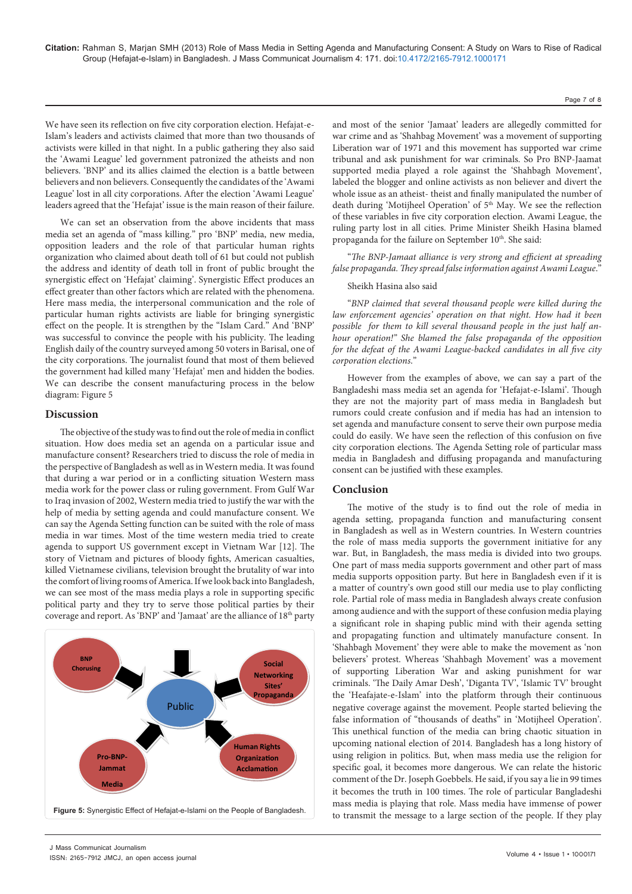We have seen its reflection on five city corporation election. Hefajat-e-Islam's leaders and activists claimed that more than two thousands of activists were killed in that night. In a public gathering they also said the 'Awami League' led government patronized the atheists and non believers. 'BNP' and its allies claimed the election is a battle between believers and non believers. Consequently the candidates of the 'Awami League' lost in all city corporations. After the election 'Awami League' leaders agreed that the 'Hefajat' issue is the main reason of their failure.

We can set an observation from the above incidents that mass media set an agenda of "mass killing." pro 'BNP' media, new media, opposition leaders and the role of that particular human rights organization who claimed about death toll of 61 but could not publish the address and identity of death toll in front of public brought the synergistic effect on 'Hefajat' claiming'. Synergistic Effect produces an effect greater than other factors which are related with the phenomena. Here mass media, the interpersonal communication and the role of particular human rights activists are liable for bringing synergistic effect on the people. It is strengthen by the "Islam Card." And 'BNP' was successful to convince the people with his publicity. The leading English daily of the country surveyed among 50 voters in Barisal, one of the city corporations. The journalist found that most of them believed the government had killed many 'Hefajat' men and hidden the bodies. We can describe the consent manufacturing process in the below diagram: Figure 5

Figure 5: Synergistic Effect of Hefajat-e-Islami on the People of Bangladesh.

## Discussion

The objective of the study was to find out the role of media in conflict situation. How does media set an agenda on a particular issue and manufacture consent? Researchers tried to discuss the role of media in the perspective of Bangladesh as well as in Western media. It was found that during a war period or in a conflicting situation Western mass media work for the power class or ruling government. From Gulf War to Iraq invasion of 2002, Western media tried to justify the war with the help of media by setting agenda and could manufacture consent. We can say the Agenda Setting function can be suited with the role of mass media in war times. Most of the time western media tried to create agenda to support US government except in Vietnam War [12]. The story of Vietnam and pictures of bloody fights, American casualties, killed Vietnamese civilians, television brought the brutality of war into the comfort of living rooms of America. If we look back into Bangladesh, we can see most of the mass media plays a role in supporting specific political party and they try to serve those political parties by their coverage and report. As 'BNP' and 'Jamaat' are the alliance of 18[th] party and most of the senior 'Jamaat' leaders are allegedly committed for war crime and as 'Shahbag Movement' was a movement of supporting Liberation war of 1971 and this movement has supported war crime tribunal and ask punishment for war criminals. So Pro BNP-Jaamat supported media played a role against the 'Shahbagh Movement', labeled the blogger and online activists as non believer and divert the whole issue as an atheist- theist and finally manipulated the number of death during 'Motijheel Operation' of 5[th] May. We see the reflection of these variables in five city corporation election. Awami League, the ruling party lost in all cities. Prime Minister Sheikh Hasina blamed propaganda for the failure on September 10[th]. She said:

"*The BNP-Jamaat alliance is very strong and efficient at spreading false propaganda. They spread false information against Awami League.*"

Sheikh Hasina also said

"*BNP claimed that several thousand people were killed during the law enforcement agencies' operation on that night. How had it been possible for them to kill several thousand people in the just half an-hour operation!" She blamed the false propaganda of the opposition for the defeat of the Awami League-backed candidates in all five city corporation elections.*"

However from the examples of above, we can say a part of the Bangladeshi mass media set an agenda for 'Hefajat-e-Islami'. Though they are not the majority part of mass media in Bangladesh but rumors could create confusion and if media has had an intension to set agenda and manufacture consent to serve their own purpose media could do easily. We have seen the reflection of this confusion on five city corporation elections. The Agenda Setting role of particular mass media in Bangladesh and diffusing propaganda and manufacturing consent can be justified with these examples.

## Conclusion

The motive of the study is to find out the role of media in agenda setting, propaganda function and manufacturing consent in Bangladesh as well as in Western countries. In Western countries the role of mass media supports the government initiative for any war. But, in Bangladesh, the mass media is divided into two groups. One part of mass media supports government and other part of mass media supports opposition party. But here in Bangladesh even if it is a matter of country's own good still our media use to play conflicting role. Partial role of mass media in Bangladesh always create confusion among audience and with the support of these confusion media playing a significant role in shaping public mind with their agenda setting and propagating function and ultimately manufacture consent. In 'Shahbagh Movement' they were able to make the movement as 'non believers' protest. Whereas 'Shahbagh Movement' was a movement of supporting Liberation War and asking punishment for war criminals. 'The Daily Amar Desh', 'Diganta TV', 'Islamic TV' brought the 'Heafajate-e-Islam' into the platform through their continuous negative coverage against the movement. People started believing the false information of "thousands of deaths" in 'Motijheel Operation'. This unethical function of the media can bring chaotic situation in upcoming national election of 2014. Bangladesh has a long history of using religion in politics. But, when mass media use the religion for specific goal, it becomes more dangerous. We can relate the historic comment of the Dr. Joseph Goebbels. He said, if you say a lie in 99 times it becomes the truth in 100 times. The role of particular Bangladeshi mass media is playing that role. Mass media have immense of power to transmit the message to a large section of the people. If they play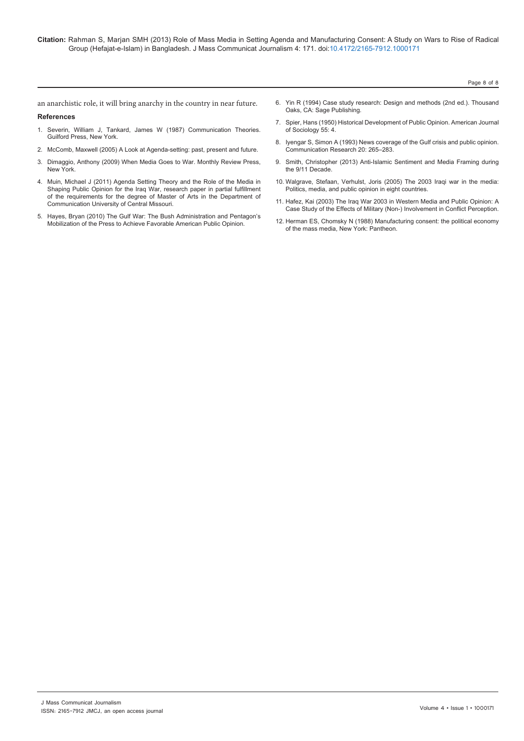an anarchistic role, it will bring anarchy in the country in near future.

## References

1. Severin, William J, Tankard, James W (1987) Communication Theories. Guilford Press, New York.
2. McComb, Maxwell (2005) A Look at Agenda-setting: past, present and future.
3. Dimaggio, Anthony (2009) When Media Goes to War. Monthly Review Press, New York.
4. Muin, Michael J (2011) Agenda Setting Theory and the Role of the Media in Shaping Public Opinion for the Iraq War, research paper in partial fulfillment of the requirements for the degree of Master of Arts in the Department of Communication University of Central Missouri.
5. Hayes, Bryan (2010) The Gulf War: The Bush Administration and Pentagon's Mobilization of the Press to Achieve Favorable American Public Opinion.
6. Yin R (1994) Case study research: Design and methods (2nd ed.). Thousand Oaks, CA: Sage Publishing.
7. Spier, Hans (1950) Historical Development of Public Opinion. American Journal of Sociology 55: 4.
8. Iyengar S, Simon A (1993) News coverage of the Gulf crisis and public opinion. Communication Research 20: 265–283.
9. Smith, Christopher (2013) Anti-Islamic Sentiment and Media Framing during the 9/11 Decade.
10. Walgrave, Stefaan, Verhulst, Joris (2005) The 2003 Iraqi war in the media: Politics, media, and public opinion in eight countries.
11. Hafez, Kai (2003) The Iraq War 2003 in Western Media and Public Opinion: A Case Study of the Effects of Military (Non-) Involvement in Conflict Perception.
12. Herman ES, Chomsky N (1988) Manufacturing consent: the political economy of the mass media, New York: Pantheon.